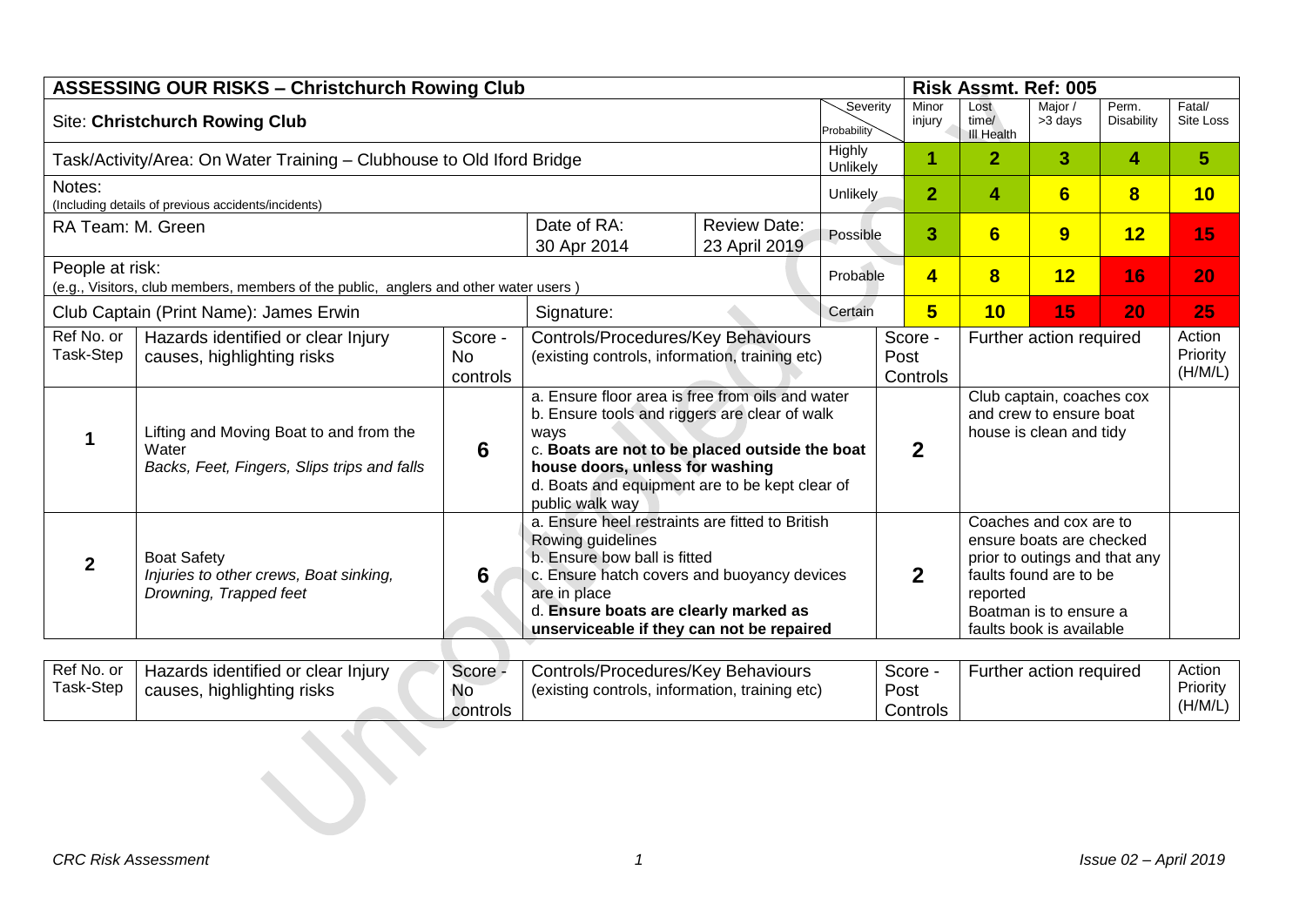| ASSESSING OUR RISKS – Christchurch Rowing Club | | | | | | Risk Assmt. Ref: 005 | | | | |
|---|---|---|---|---|---|---|---|---|---|---|
| Site: **Christchurch Rowing Club** | | | | | Severity / Probability | Minor injury | Lost time/ Ill Health | Major / >3 days | Perm. Disability | Fatal/ Site Loss |
| Task/Activity/Area: On Water Training – Clubhouse to Old Iford Bridge | | | | | Highly Unlikely | **1** | **2** | **3** | **4** | **5** |
| Notes: (Including details of previous accidents/incidents) | | | | | Unlikely | **2** | **4** | **6** | **8** | **10** |
| RA Team: M. Green | | | Date of RA: 30 Apr 2014 | Review Date: 23 April 2019 | Possible | **3** | **6** | **9** | **12** | **15** |
| People at risk: (e.g., Visitors, club members, members of the public, anglers and other water users ) | | | | | Probable | **4** | **8** | **12** | **16** | **20** |
| Club Captain (Print Name): James Erwin | | | Signature: | | Certain | **5** | **10** | **15** | **20** | **25** |

| Ref No. or Task-Step | Hazards identified or clear Injury causes, highlighting risks | Score - No controls | Controls/Procedures/Key Behaviours (existing controls, information, training etc) | Score - Post Controls | Further action required | Action Priority (H/M/L) |
|---|---|---|---|---|---|---|
| **1** | Lifting and Moving Boat to and from the Water *Backs, Feet, Fingers, Slips trips and falls* | **6** | a. Ensure floor area is free from oils and water<br>b. Ensure tools and riggers are clear of walk ways<br>c. **Boats are not to be placed outside the boat house doors, unless for washing**<br>d. Boats and equipment are to be kept clear of public walk way | **2** | Club captain, coaches cox and crew to ensure boat house is clean and tidy | |
| **2** | Boat Safety *Injuries to other crews, Boat sinking, Drowning, Trapped feet* | **6** | a. Ensure heel restraints are fitted to British Rowing guidelines<br>b. Ensure bow ball is fitted<br>c. Ensure hatch covers and buoyancy devices are in place<br>d. **Ensure boats are clearly marked as unserviceable if they can not be repaired** | **2** | Coaches and cox are to ensure boats are checked prior to outings and that any faults found are to be reported<br>Boatman is to ensure a faults book is available | |

| Ref No. or Task-Step | Hazards identified or clear Injury causes, highlighting risks | Score - No controls | Controls/Procedures/Key Behaviours (existing controls, information, training etc) | Score - Post Controls | Further action required | Action Priority (H/M/L) |
|---|---|---|---|---|---|---|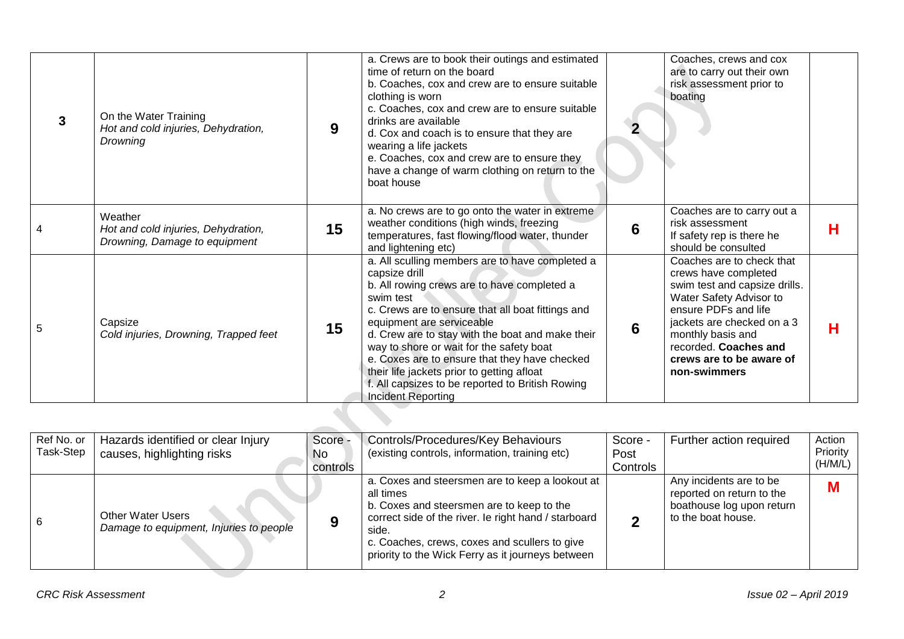| Ref No. or Task-Step | Hazards identified or clear Injury causes, highlighting risks | Score - No controls | Controls/Procedures/Key Behaviours (existing controls, information, training etc) | Score - Post Controls | Further action required | Action Priority (H/M/L) |
|---|---|---|---|---|---|---|
| **3** | On the Water Training *Hot and cold injuries, Dehydration, Drowning* | **9** | a. Crews are to book their outings and estimated time of return on the board<br>b. Coaches, cox and crew are to ensure suitable clothing is worn<br>c. Coaches, cox and crew are to ensure suitable drinks are available<br>d. Cox and coach is to ensure that they are wearing a life jackets<br>e. Coaches, cox and crew are to ensure they have a change of warm clothing on return to the boat house | **2** | Coaches, crews and cox are to carry out their own risk assessment prior to boating | |
| 4 | Weather *Hot and cold injuries, Dehydration, Drowning, Damage to equipment* | **15** | a. No crews are to go onto the water in extreme weather conditions (high winds, freezing temperatures, fast flowing/flood water, thunder and lightening etc) | **6** | Coaches are to carry out a risk assessment<br>If safety rep is there he should be consulted | **H** |
| 5 | Capsize *Cold injuries, Drowning, Trapped feet* | **15** | a. All sculling members are to have completed a capsize drill<br>b. All rowing crews are to have completed a swim test<br>c. Crews are to ensure that all boat fittings and equipment are serviceable<br>d. Crew are to stay with the boat and make their way to shore or wait for the safety boat<br>e. Coxes are to ensure that they have checked their life jackets prior to getting afloat<br>f. All capsizes to be reported to British Rowing Incident Reporting | **6** | Coaches are to check that crews have completed swim test and capsize drills. Water Safety Advisor to ensure PDFs and life jackets are checked on a 3 monthly basis and recorded. **Coaches and crews are to be aware of non-swimmers** | **H** |
| 6 | Other Water Users *Damage to equipment, Injuries to people* | **9** | a. Coxes and steersmen are to keep a lookout at all times<br>b. Coxes and steersmen are to keep to the correct side of the river. Ie right hand / starboard side.<br>c. Coaches, crews, coxes and scullers to give priority to the Wick Ferry as it journeys between | **2** | Any incidents are to be reported on return to the boathouse log upon return to the boat house. | **M** |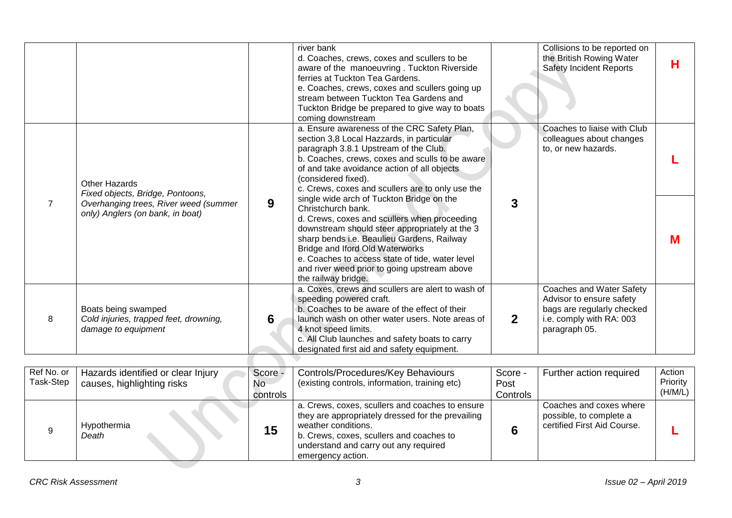| Ref No. or Task-Step | Hazards identified or clear Injury causes, highlighting risks | Score - No controls | Controls/Procedures/Key Behaviours (existing controls, information, training etc) | Score - Post Controls | Further action required | Action Priority (H/M/L) |
|---|---|---|---|---|---|---|
| | | | river bank<br>d. Coaches, crews, coxes and scullers to be aware of the manoeuvring . Tuckton Riverside ferries at Tuckton Tea Gardens.<br>e. Coaches, crews, coxes and scullers going up stream between Tuckton Tea Gardens and Tuckton Bridge be prepared to give way to boats coming downstream | | Collisions to be reported on the British Rowing Water Safety Incident Reports | **H** |
| 7 | Other Hazards<br>*Fixed objects, Bridge, Pontoons, Overhanging trees, River weed (summer only) Anglers (on bank, in boat)* | **9** | a. Ensure awareness of the CRC Safety Plan, section 3,8 Local Hazzards, in particular paragraph 3.8.1 Upstream of the Club.<br>b. Coaches, crews, coxes and sculls to be aware of and take avoidance action of all objects (considered fixed).<br>c. Crews, coxes and scullers are to only use the single wide arch of Tuckton Bridge on the Christchurch bank.<br>d. Crews, coxes and scullers when proceeding downstream should steer appropriately at the 3 sharp bends i.e. Beaulieu Gardens, Railway Bridge and Iford Old Waterworks<br>e. Coaches to access state of tide, water level and river weed prior to going upstream above the railway bridge. | **3** | Coaches to liaise with Club colleagues about changes to, or new hazards. | **L**<br>**M** |
| 8 | Boats being swamped<br>*Cold injuries, trapped feet, drowning, damage to equipment* | **6** | a. Coxes, crews and scullers are alert to wash of speeding powered craft.<br>b. Coaches to be aware of the effect of their launch wash on other water users. Note areas of 4 knot speed limits.<br>c. All Club launches and safety boats to carry designated first aid and safety equipment. | **2** | Coaches and Water Safety Advisor to ensure safety bags are regularly checked i.e. comply with RA: 003 paragraph 05. | |
| 9 | Hypothermia<br>*Death* | **15** | a. Crews, coxes, scullers and coaches to ensure they are appropriately dressed for the prevailing weather conditions.<br>b. Crews, coxes, scullers and coaches to understand and carry out any required emergency action. | **6** | Coaches and coxes where possible, to complete a certified First Aid Course. | **L** |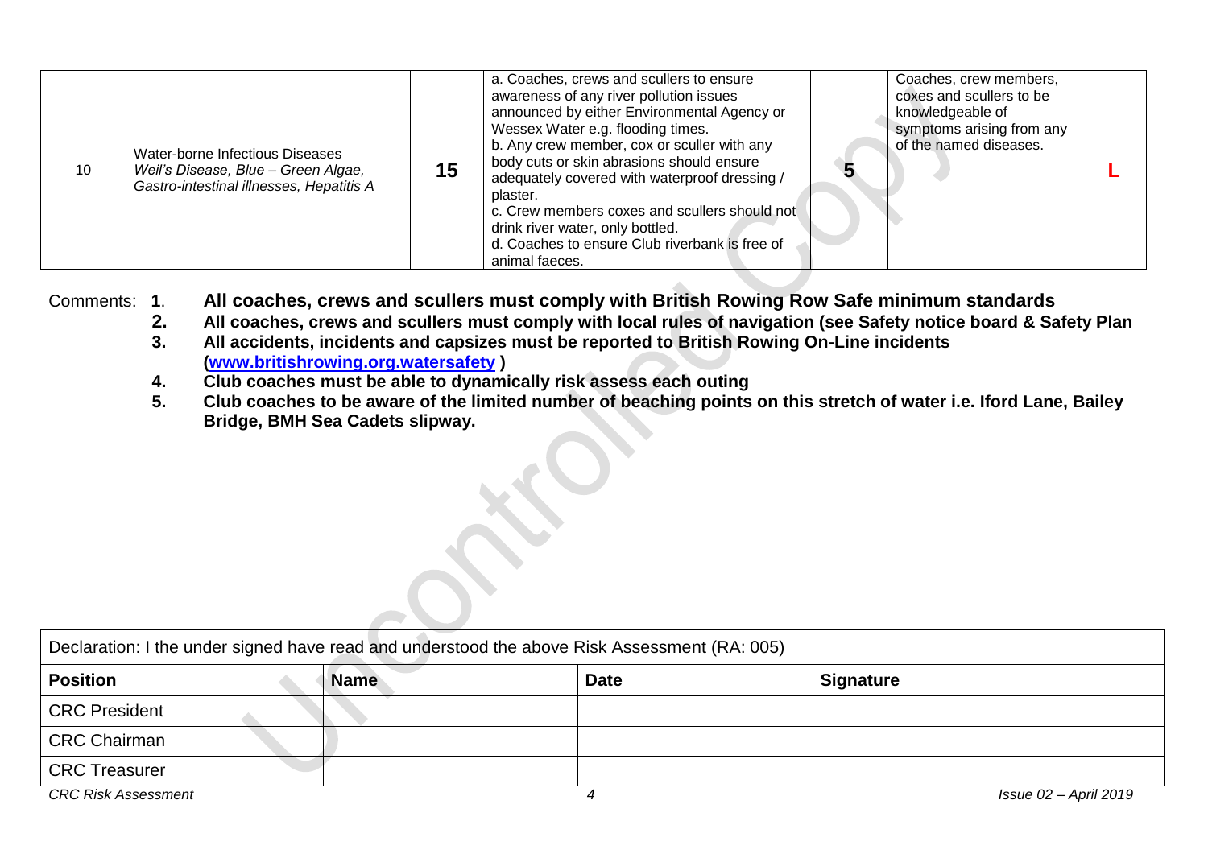| 10 | Water-borne Infectious Diseases *Weil's Disease, Blue – Green Algae, Gastro-intestinal illnesses, Hepatitis A* | **15** | a. Coaches, crews and scullers to ensure awareness of any river pollution issues announced by either Environmental Agency or Wessex Water e.g. flooding times.<br>b. Any crew member, cox or sculler with any body cuts or skin abrasions should ensure adequately covered with waterproof dressing / plaster.<br>c. Crew members coxes and scullers should not drink river water, only bottled.<br>d. Coaches to ensure Club riverbank is free of animal faeces. | **5** | Coaches, crew members, coxes and scullers to be knowledgeable of symptoms arising from any of the named diseases. | **L** |
|---|---|---|---|---|---|---|

Comments:

1. **All coaches, crews and scullers must comply with British Rowing Row Safe minimum standards**
2. **All coaches, crews and scullers must comply with local rules of navigation (see Safety notice board & Safety Plan**
3. **All accidents, incidents and capsizes must be reported to British Rowing On-Line incidents ([www.britishrowing.org.watersafety](www.britishrowing.org.watersafety) )**
4. **Club coaches must be able to dynamically risk assess each outing**
5. **Club coaches to be aware of the limited number of beaching points on this stretch of water i.e. Iford Lane, Bailey Bridge, BMH Sea Cadets slipway.**

| Declaration: I the under signed have read and understood the above Risk Assessment (RA: 005) | | | |
|---|---|---|---|
| **Position** | **Name** | **Date** | **Signature** |
| CRC President | | | |
| CRC Chairman | | | |
| CRC Treasurer | | | |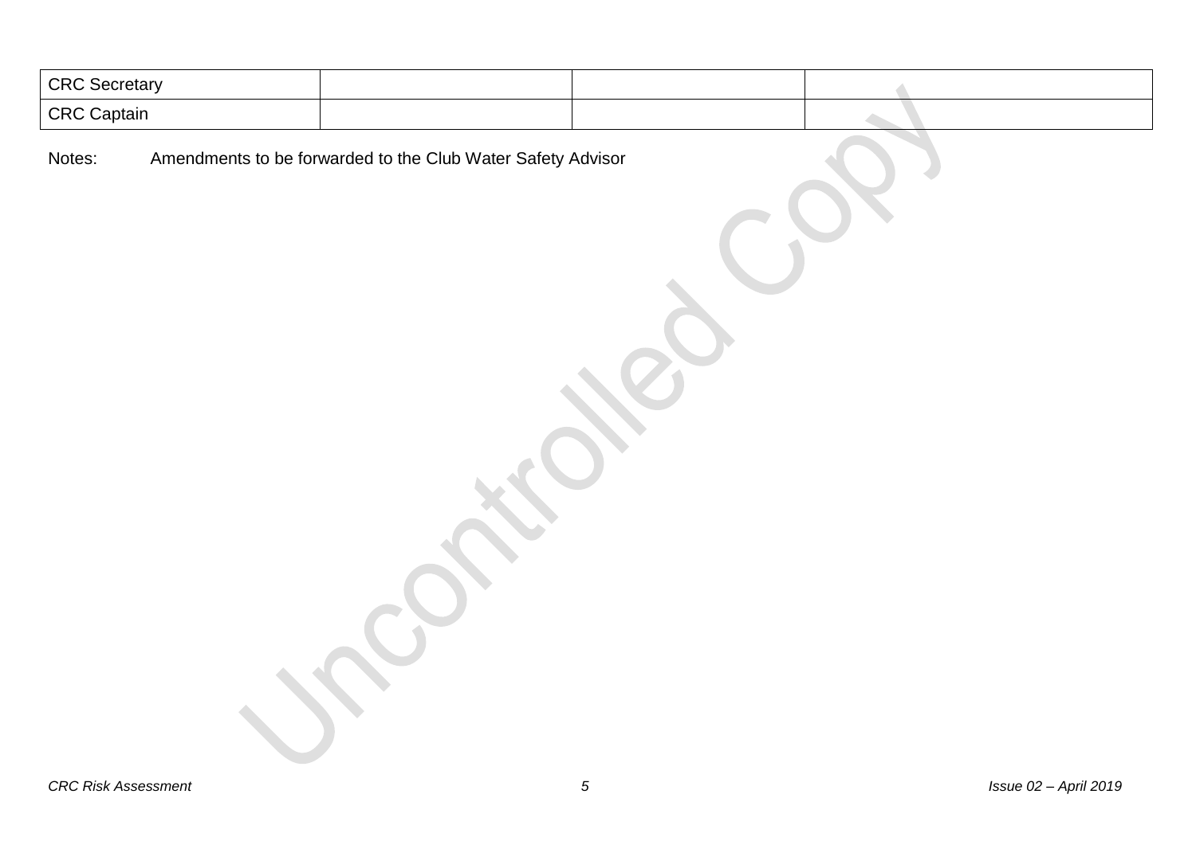| | | | |
|---|---|---|---|
| CRC Secretary | | | |
| CRC Captain | | | |

Notes: Amendments to be forwarded to the Club Water Safety Advisor